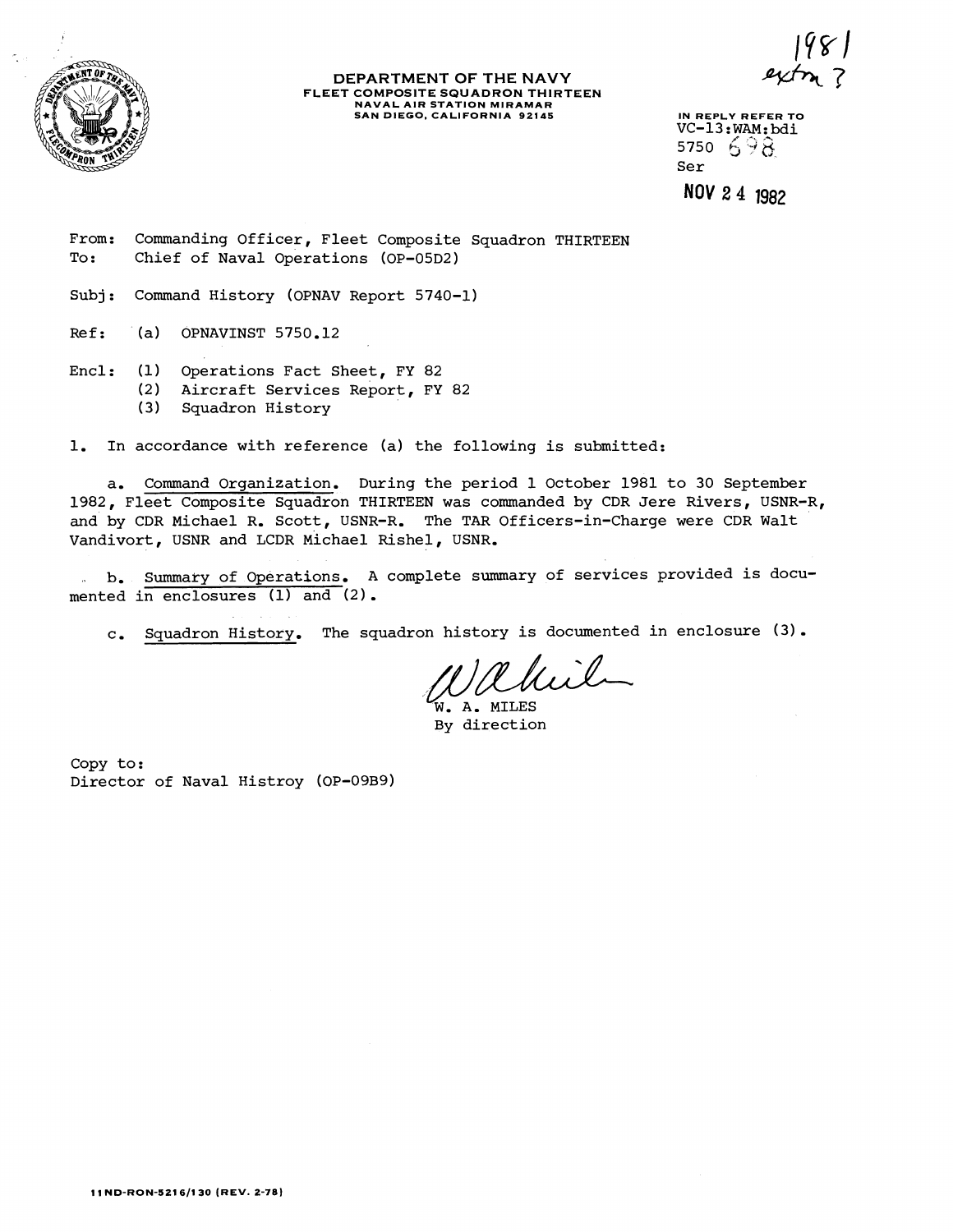**DEPARTMENT OF THE NAVY**
**FLEET COMPOSITE SQUADRON THIRTEEN**
**NAVAL AIR STATION MIRAMAR**
**SAN DIEGO, CALIFORNIA 92145**

1981
extm ?

IN REPLY REFER TO
VC-13:WAM:bdi
5750 698
Ser

**NOV 24 1982**

From: Commanding Officer, Fleet Composite Squadron THIRTEEN
To: Chief of Naval Operations (OP-05D2)

Subj: Command History (OPNAV Report 5740-1)

Ref: (a) OPNAVINST 5750.12

Encl: (1) Operations Fact Sheet, FY 82
(2) Aircraft Services Report, FY 82
(3) Squadron History

1. In accordance with reference (a) the following is submitted:

a. Command Organization. During the period 1 October 1981 to 30 September 1982, Fleet Composite Squadron THIRTEEN was commanded by CDR Jere Rivers, USNR-R, and by CDR Michael R. Scott, USNR-R. The TAR Officers-in-Charge were CDR Walt Vandivort, USNR and LCDR Michael Rishel, USNR.

b. Summary of Operations. A complete summary of services provided is documented in enclosures (1) and (2).

c. Squadron History. The squadron history is documented in enclosure (3).

W. A. MILES
By direction

Copy to:
Director of Naval Histroy (OP-09B9)

11ND-RON-5216/130 (REV. 2-78)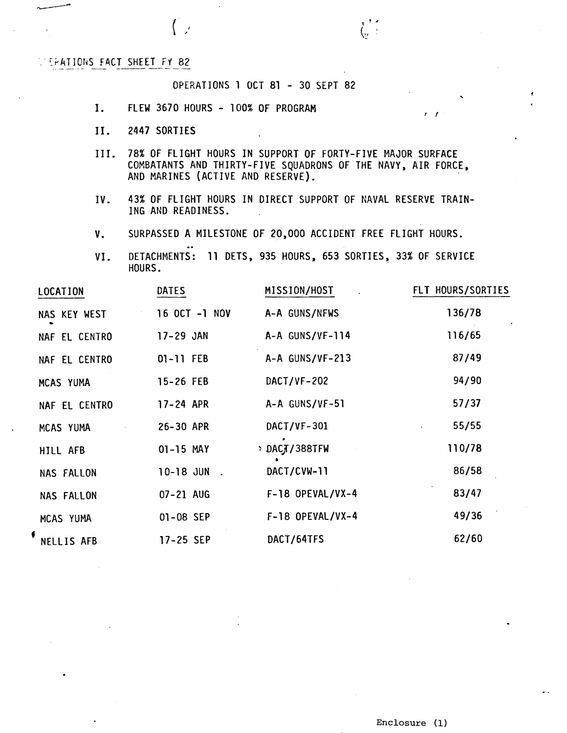## OPERATIONS FACT SHEET FY 82

OPERATIONS 1 OCT 81 - 30 SEPT 82

I. FLEW 3670 HOURS - 100% OF PROGRAM

II. 2447 SORTIES

III. 78% OF FLIGHT HOURS IN SUPPORT OF FORTY-FIVE MAJOR SURFACE COMBATANTS AND THIRTY-FIVE SQUADRONS OF THE NAVY, AIR FORCE, AND MARINES (ACTIVE AND RESERVE).

IV. 43% OF FLIGHT HOURS IN DIRECT SUPPORT OF NAVAL RESERVE TRAINING AND READINESS.

V. SURPASSED A MILESTONE OF 20,000 ACCIDENT FREE FLIGHT HOURS.

VI. DETACHMENTS: 11 DETS, 935 HOURS, 653 SORTIES, 33% OF SERVICE HOURS.

| LOCATION | DATES | MISSION/HOST | FLT HOURS/SORTIES |
|---|---|---|---|
| NAS KEY WEST | 16 OCT -1 NOV | A-A GUNS/NFWS | 136/78 |
| NAF EL CENTRO | 17-29 JAN | A-A GUNS/VF-114 | 116/65 |
| NAF EL CENTRO | 01-11 FEB | A-A GUNS/VF-213 | 87/49 |
| MCAS YUMA | 15-26 FEB | DACT/VF-202 | 94/90 |
| NAF EL CENTRO | 17-24 APR | A-A GUNS/VF-51 | 57/37 |
| MCAS YUMA | 26-30 APR | DACT/VF-301 | 55/55 |
| HILL AFB | 01-15 MAY | DACT/388TFW | 110/78 |
| NAS FALLON | 10-18 JUN | DACT/CVW-11 | 86/58 |
| NAS FALLON | 07-21 AUG | F-18 OPEVAL/VX-4 | 83/47 |
| MCAS YUMA | 01-08 SEP | F-18 OPEVAL/VX-4 | 49/36 |
| NELLIS AFB | 17-25 SEP | DACT/64TFS | 62/60 |

Enclosure (1)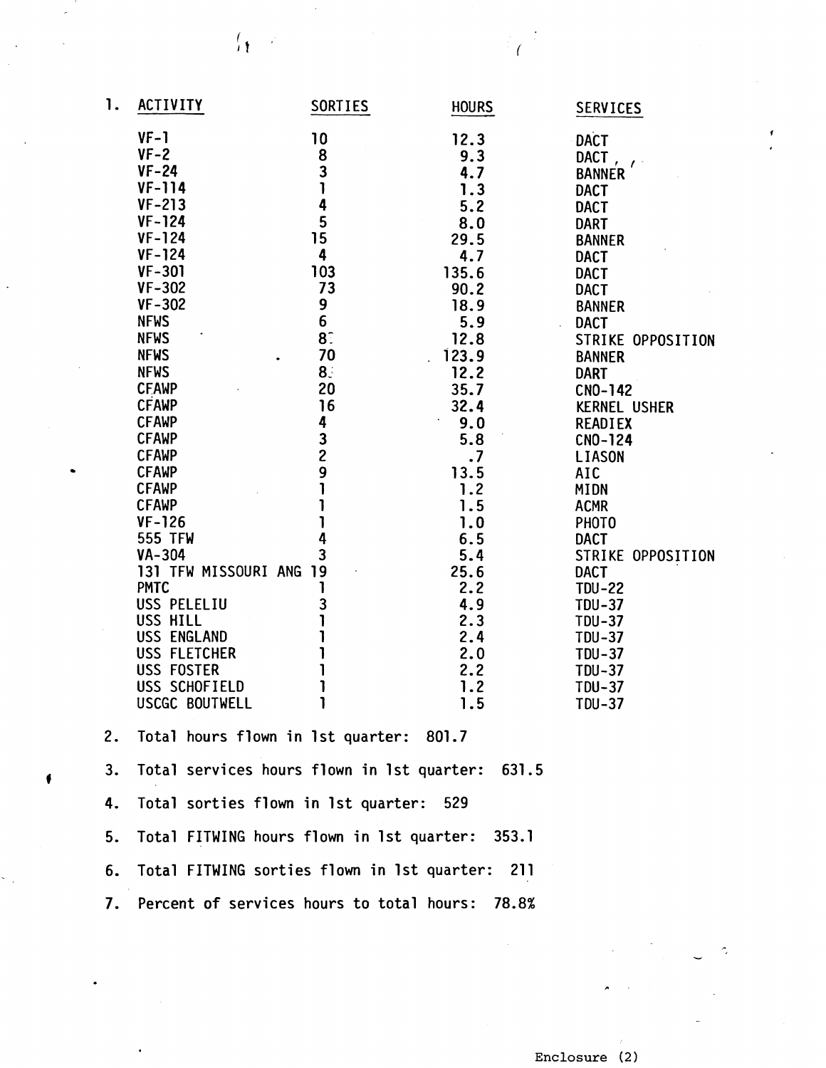1.

| ACTIVITY | SORTIES | HOURS | SERVICES |
|---|---|---|---|
| VF-1 | 10 | 12.3 | DACT |
| VF-2 | 8 | 9.3 | DACT |
| VF-24 | 3 | 4.7 | BANNER |
| VF-114 | 1 | 1.3 | DACT |
| VF-213 | 4 | 5.2 | DACT |
| VF-124 | 5 | 8.0 | DART |
| VF-124 | 15 | 29.5 | BANNER |
| VF-124 | 4 | 4.7 | DACT |
| VF-301 | 103 | 135.6 | DACT |
| VF-302 | 73 | 90.2 | DACT |
| VF-302 | 9 | 18.9 | BANNER |
| NFWS | 6 | 5.9 | DACT |
| NFWS | 8 | 12.8 | STRIKE OPPOSITION |
| NFWS | 70 | 123.9 | BANNER |
| NFWS | 8 | 12.2 | DART |
| CFAWP | 20 | 35.7 | CNO-142 |
| CFAWP | 16 | 32.4 | KERNEL USHER |
| CFAWP | 4 | 9.0 | READIEX |
| CFAWP | 3 | 5.8 | CNO-124 |
| CFAWP | 2 | .7 | LIASON |
| CFAWP | 9 | 13.5 | AIC |
| CFAWP | 1 | 1.2 | MIDN |
| CFAWP | 1 | 1.5 | ACMR |
| VF-126 | 1 | 1.0 | PHOTO |
| 555 TFW | 4 | 6.5 | DACT |
| VA-304 | 3 | 5.4 | STRIKE OPPOSITION |
| 131 TFW MISSOURI ANG | 19 | 25.6 | DACT |
| PMTC | 1 | 2.2 | TDU-22 |
| USS PELELIU | 3 | 4.9 | TDU-37 |
| USS HILL | 1 | 2.3 | TDU-37 |
| USS ENGLAND | 1 | 2.4 | TDU-37 |
| USS FLETCHER | 1 | 2.0 | TDU-37 |
| USS FOSTER | 1 | 2.2 | TDU-37 |
| USS SCHOFIELD | 1 | 1.2 | TDU-37 |
| USCGC BOUTWELL | 1 | 1.5 | TDU-37 |

2. Total hours flown in 1st quarter: 801.7

3. Total services hours flown in 1st quarter: 631.5

4. Total sorties flown in 1st quarter: 529

5. Total FITWING hours flown in 1st quarter: 353.1

6. Total FITWING sorties flown in 1st quarter: 211

7. Percent of services hours to total hours: 78.8%

Enclosure (2)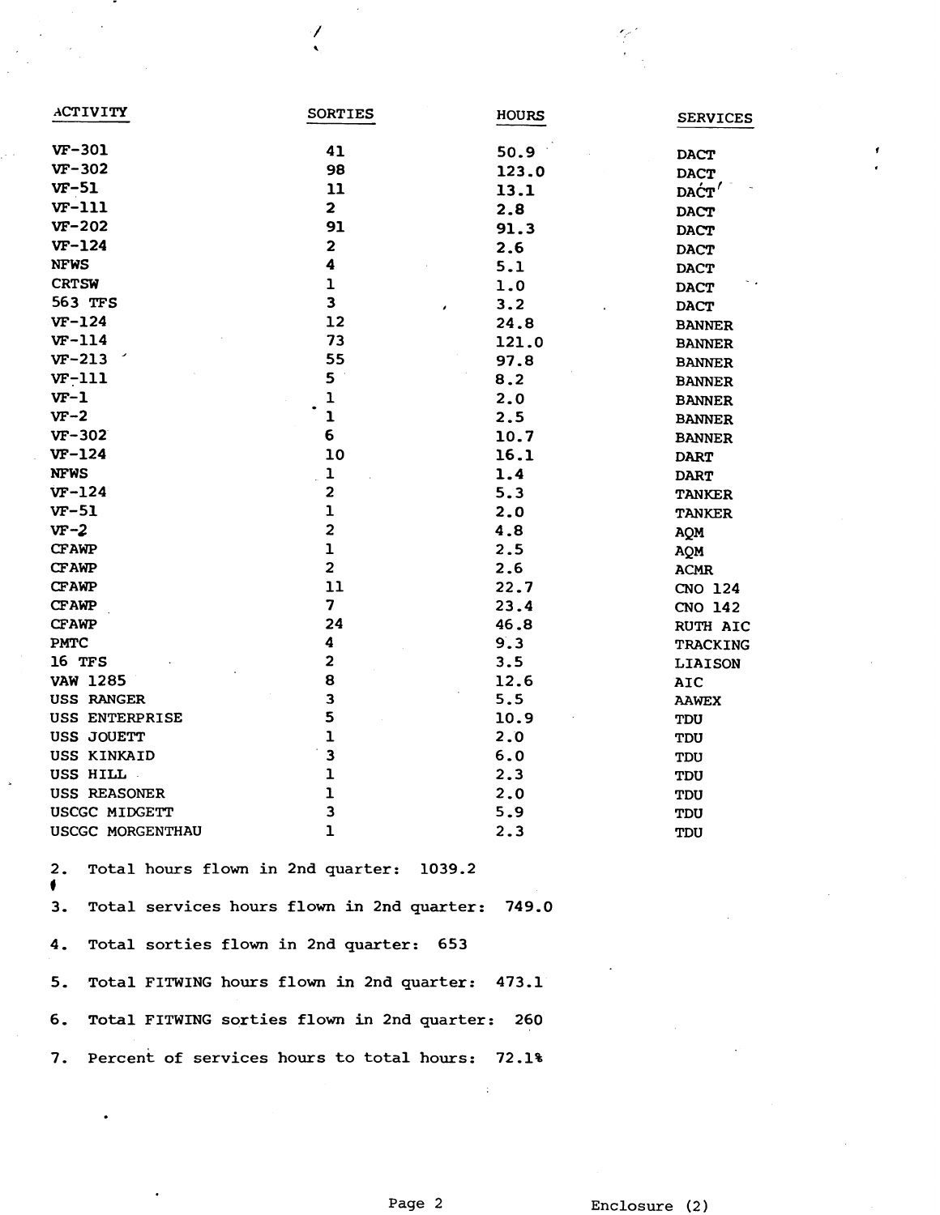| ACTIVITY | SORTIES | HOURS | SERVICES |
|---|---|---|---|
| VF-301 | 41 | 50.9 | DACT |
| VF-302 | 98 | 123.0 | DACT |
| VF-51 | 11 | 13.1 | DACT |
| VF-111 | 2 | 2.8 | DACT |
| VF-202 | 91 | 91.3 | DACT |
| VF-124 | 2 | 2.6 | DACT |
| NFWS | 4 | 5.1 | DACT |
| CRTSW | 1 | 1.0 | DACT |
| 563 TFS | 3 | 3.2 | DACT |
| VF-124 | 12 | 24.8 | BANNER |
| VF-114 | 73 | 121.0 | BANNER |
| VF-213 | 55 | 97.8 | BANNER |
| VF-111 | 5 | 8.2 | BANNER |
| VF-1 | 1 | 2.0 | BANNER |
| VF-2 | 1 | 2.5 | BANNER |
| VF-302 | 6 | 10.7 | BANNER |
| VF-124 | 10 | 16.1 | DART |
| NFWS | 1 | 1.4 | DART |
| VF-124 | 2 | 5.3 | TANKER |
| VF-51 | 1 | 2.0 | TANKER |
| VF-2 | 2 | 4.8 | AQM |
| CFAWP | 1 | 2.5 | AQM |
| CFAWP | 2 | 2.6 | ACMR |
| CFAWP | 11 | 22.7 | CNO 124 |
| CFAWP | 7 | 23.4 | CNO 142 |
| CFAWP | 24 | 46.8 | RUTH AIC |
| PMTC | 4 | 9.3 | TRACKING |
| 16 TFS | 2 | 3.5 | LIAISON |
| VAW 1285 | 8 | 12.6 | AIC |
| USS RANGER | 3 | 5.5 | AAWEX |
| USS ENTERPRISE | 5 | 10.9 | TDU |
| USS JOUETT | 1 | 2.0 | TDU |
| USS KINKAID | 3 | 6.0 | TDU |
| USS HILL | 1 | 2.3 | TDU |
| USS REASONER | 1 | 2.0 | TDU |
| USCGC MIDGETT | 3 | 5.9 | TDU |
| USCGC MORGENTHAU | 1 | 2.3 | TDU |

2. Total hours flown in 2nd quarter: 1039.2

3. Total services hours flown in 2nd quarter: 749.0

4. Total sorties flown in 2nd quarter: 653

5. Total FITWING hours flown in 2nd quarter: 473.1

6. Total FITWING sorties flown in 2nd quarter: 260

7. Percent of services hours to total hours: 72.1%

Enclosure (2)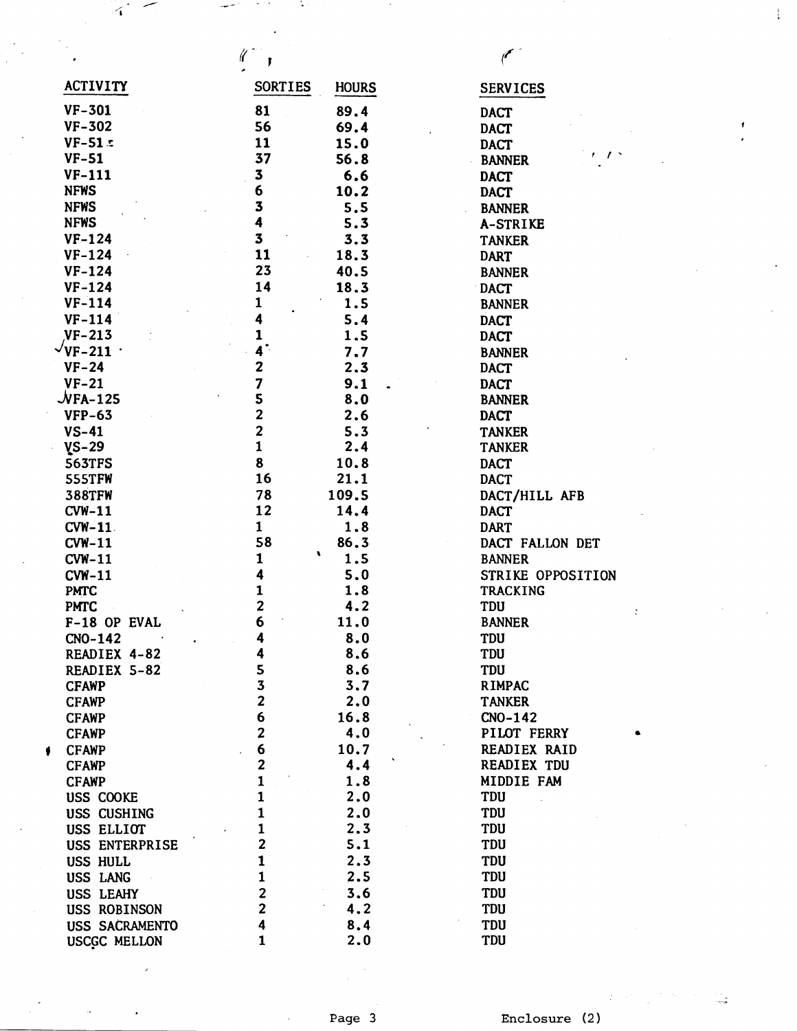| ACTIVITY | SORTIES | HOURS | SERVICES |
|---|---|---|---|
| VF-301 | 81 | 89.4 | DACT |
| VF-302 | 56 | 69.4 | DACT |
| VF-51 | 11 | 15.0 | DACT |
| VF-51 | 37 | 56.8 | BANNER |
| VF-111 | 3 | 6.6 | DACT |
| NFWS | 6 | 10.2 | DACT |
| NFWS | 3 | 5.5 | BANNER |
| NFWS | 4 | 5.3 | A-STRIKE |
| VF-124 | 3 | 3.3 | TANKER |
| VF-124 | 11 | 18.3 | DART |
| VF-124 | 23 | 40.5 | BANNER |
| VF-124 | 14 | 18.3 | DACT |
| VF-114 | 1 | 1.5 | BANNER |
| VF-114 | 4 | 5.4 | DACT |
| VF-213 | 1 | 1.5 | DACT |
| VF-211 | 4 | 7.7 | BANNER |
| VF-24 | 2 | 2.3 | DACT |
| VF-21 | 7 | 9.1 | DACT |
| VFA-125 | 5 | 8.0 | BANNER |
| VFP-63 | 2 | 2.6 | DACT |
| VS-41 | 2 | 5.3 | TANKER |
| VS-29 | 1 | 2.4 | TANKER |
| 563TFS | 8 | 10.8 | DACT |
| 555TFW | 16 | 21.1 | DACT |
| 388TFW | 78 | 109.5 | DACT/HILL AFB |
| CVW-11 | 12 | 14.4 | DACT |
| CVW-11 | 1 | 1.8 | DART |
| CVW-11 | 58 | 86.3 | DACT FALLON DET |
| CVW-11 | 1 | 1.5 | BANNER |
| CVW-11 | 4 | 5.0 | STRIKE OPPOSITION |
| PMTC | 1 | 1.8 | TRACKING |
| PMTC | 2 | 4.2 | TDU |
| F-18 OP EVAL | 6 | 11.0 | BANNER |
| CNO-142 | 4 | 8.0 | TDU |
| READIEX 4-82 | 4 | 8.6 | TDU |
| READIEX 5-82 | 5 | 8.6 | TDU |
| CFAWP | 3 | 3.7 | RIMPAC |
| CFAWP | 2 | 2.0 | TANKER |
| CFAWP | 6 | 16.8 | CNO-142 |
| CFAWP | 2 | 4.0 | PILOT FERRY |
| CFAWP | 6 | 10.7 | READIEX RAID |
| CFAWP | 2 | 4.4 | READIEX TDU |
| CFAWP | 1 | 1.8 | MIDDIE FAM |
| USS COOKE | 1 | 2.0 | TDU |
| USS CUSHING | 1 | 2.0 | TDU |
| USS ELLIOT | 1 | 2.3 | TDU |
| USS ENTERPRISE | 2 | 5.1 | TDU |
| USS HULL | 1 | 2.3 | TDU |
| USS LANG | 1 | 2.5 | TDU |
| USS LEAHY | 2 | 3.6 | TDU |
| USS ROBINSON | 2 | 4.2 | TDU |
| USS SACRAMENTO | 4 | 8.4 | TDU |
| USCGC MELLON | 1 | 2.0 | TDU |

Enclosure (2)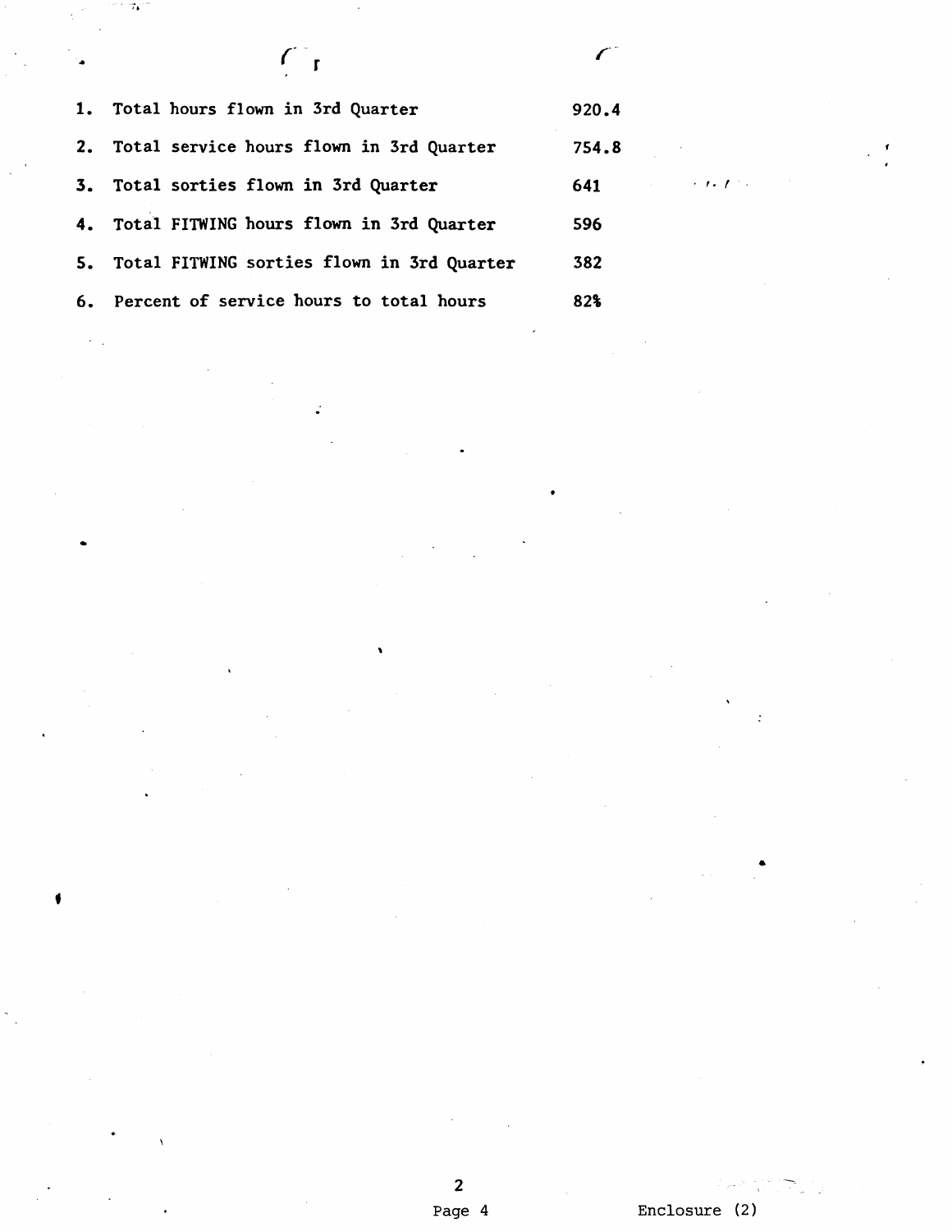1. Total hours flown in 3rd Quarter 920.4
2. Total service hours flown in 3rd Quarter 754.8
3. Total sorties flown in 3rd Quarter 641
4. Total FITWING hours flown in 3rd Quarter 596
5. Total FITWING sorties flown in 3rd Quarter 382
6. Percent of service hours to total hours 82%

Enclosure (2)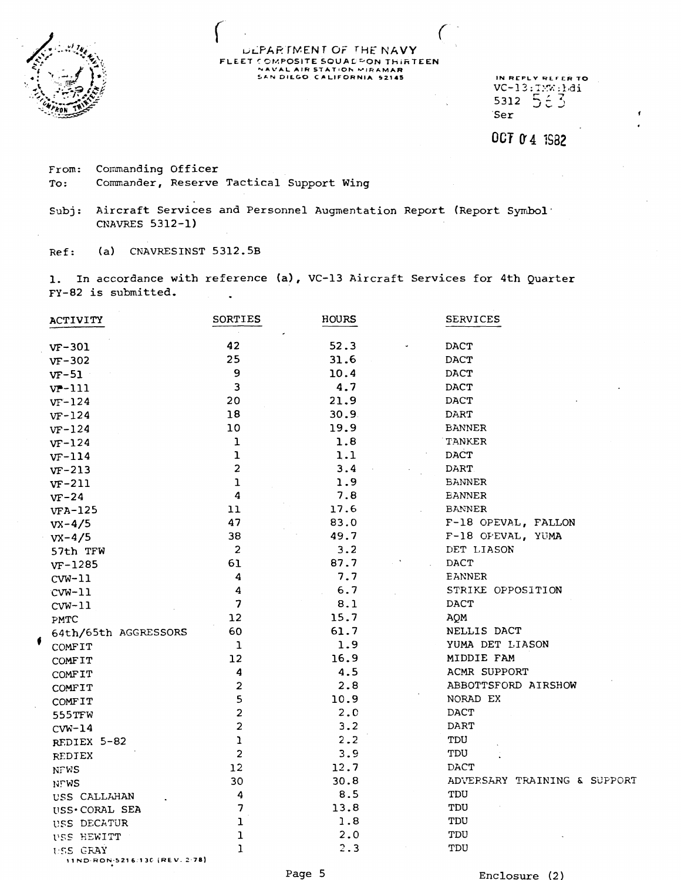DEPARTMENT OF THE NAVY
FLEET COMPOSITE SQUADRON THIRTEEN
NAVAL AIR STATION MIRAMAR
SAN DIEGO CALIFORNIA 92145

IN REPLY REFER TO
VC-13:IMW:ldi
5312 563
Ser

OCT 04 1982

From: Commanding Officer
To: Commander, Reserve Tactical Support Wing

Subj: Aircraft Services and Personnel Augmentation Report (Report Symbol CNAVRES 5312-1)

Ref: (a) CNAVRESINST 5312.5B

1. In accordance with reference (a), VC-13 Aircraft Services for 4th Quarter FY-82 is submitted.

| ACTIVITY | SORTIES | HOURS | SERVICES |
|---|---|---|---|
| VF-301 | 42 | 52.3 | DACT |
| VF-302 | 25 | 31.6 | DACT |
| VF-51 | 9 | 10.4 | DACT |
| VF-111 | 3 | 4.7 | DACT |
| VF-124 | 20 | 21.9 | DACT |
| VF-124 | 18 | 30.9 | DART |
| VF-124 | 10 | 19.9 | BANNER |
| VF-124 | 1 | 1.8 | TANKER |
| VF-114 | 1 | 1.1 | DACT |
| VF-213 | 2 | 3.4 | DART |
| VF-211 | 1 | 1.9 | BANNER |
| VF-24 | 4 | 7.8 | BANNER |
| VFA-125 | 11 | 17.6 | BANNER |
| VX-4/5 | 47 | 83.0 | F-18 OPEVAL, FALLON |
| VX-4/5 | 38 | 49.7 | F-18 OPEVAL, YUMA |
| 57th TFW | 2 | 3.2 | DET LIASON |
| VF-1285 | 61 | 87.7 | DACT |
| CVW-11 | 4 | 7.7 | BANNER |
| CVW-11 | 4 | 6.7 | STRIKE OPPOSITION |
| CVW-11 | 7 | 8.1 | DACT |
| PMTC | 12 | 15.7 | AQM |
| 64th/65th AGGRESSORS | 60 | 61.7 | NELLIS DACT |
| COMFIT | 1 | 1.9 | YUMA DET LIASON |
| COMFIT | 12 | 16.9 | MIDDIE FAM |
| COMFIT | 4 | 4.5 | ACMR SUPPORT |
| COMFIT | 2 | 2.8 | ABBOTTSFORD AIRSHOW |
| COMFIT | 5 | 10.9 | NORAD EX |
| 555TFW | 2 | 2.0 | DACT |
| CVW-14 | 2 | 3.2 | DART |
| REDIEX 5-82 | 1 | 2.2 | TDU |
| REDIEX | 2 | 3.9 | TDU |
| NFWS | 12 | 12.7 | DACT |
| NFWS | 30 | 30.8 | ADVERSARY TRAINING & SUPPORT |
| USS CALLAHAN | 4 | 8.5 | TDU |
| USS CORAL SEA | 7 | 13.8 | TDU |
| USS DECATUR | 1 | 1.8 | TDU |
| USS HEWITT | 1 | 2.0 | TDU |
| USS GRAY | 1 | 2.3 | TDU |

1 ND-RON-5216/130 (REV. 2-78)

Enclosure (2)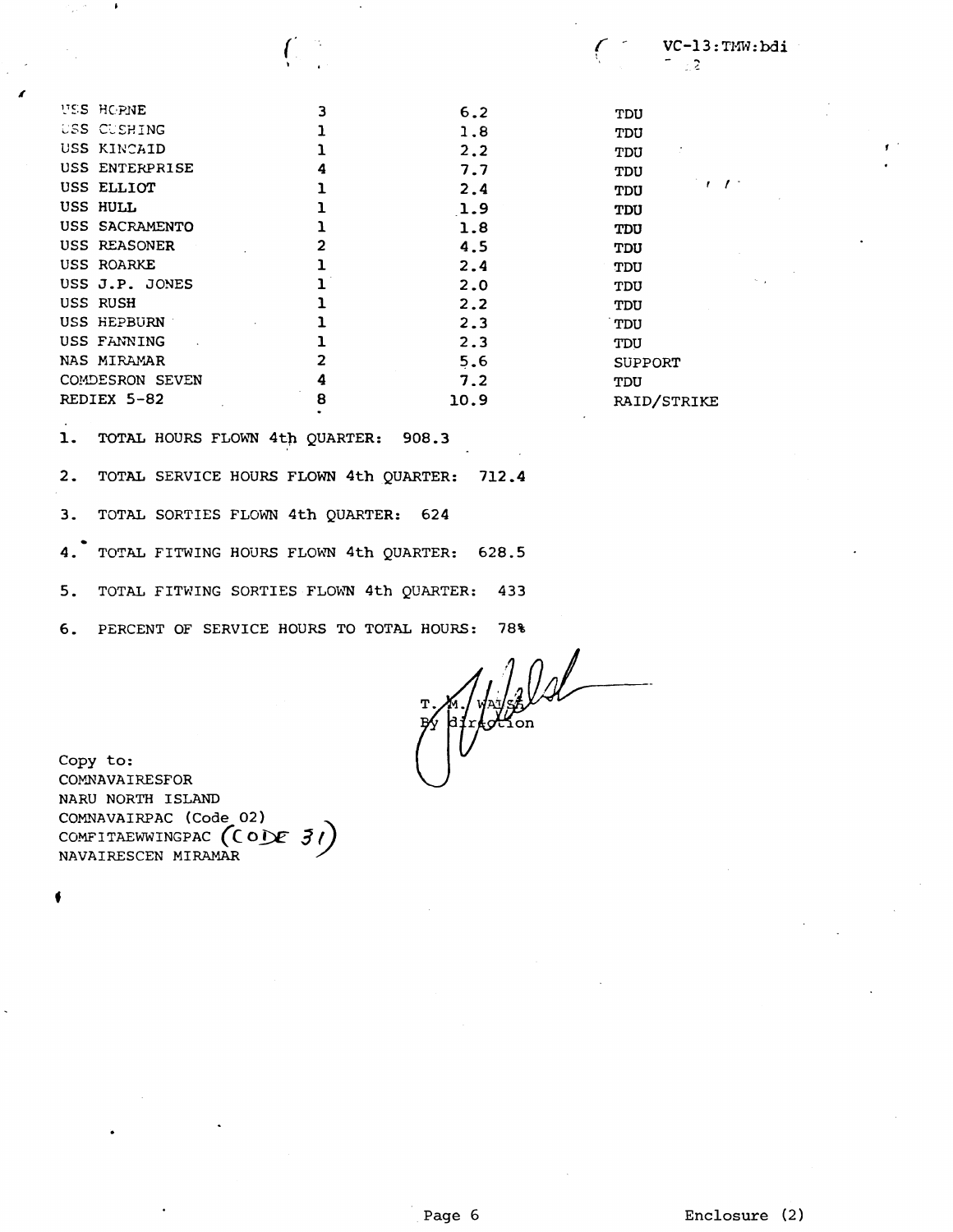VC-13:TMW:bdi

| | | | |
|---|---|---|---|
| USS HORNE | 3 | 6.2 | TDU |
| USS CUSHING | 1 | 1.8 | TDU |
| USS KINCAID | 1 | 2.2 | TDU |
| USS ENTERPRISE | 4 | 7.7 | TDU |
| USS ELLIOT | 1 | 2.4 | TDU |
| USS HULL | 1 | 1.9 | TDU |
| USS SACRAMENTO | 1 | 1.8 | TDU |
| USS REASONER | 2 | 4.5 | TDU |
| USS ROARKE | 1 | 2.4 | TDU |
| USS J.P. JONES | 1 | 2.0 | TDU |
| USS RUSH | 1 | 2.2 | TDU |
| USS HEPBURN | 1 | 2.3 | TDU |
| USS FANNING | 1 | 2.3 | TDU |
| NAS MIRAMAR | 2 | 5.6 | SUPPORT |
| COMDESRON SEVEN | 4 | 7.2 | TDU |
| REDIEX 5-82 | 8 | 10.9 | RAID/STRIKE |

1. TOTAL HOURS FLOWN 4th QUARTER: 908.3

2. TOTAL SERVICE HOURS FLOWN 4th QUARTER: 712.4

3. TOTAL SORTIES FLOWN 4th QUARTER: 624

4. TOTAL FITWING HOURS FLOWN 4th QUARTER: 628.5

5. TOTAL FITWING SORTIES FLOWN 4th QUARTER: 433

6. PERCENT OF SERVICE HOURS TO TOTAL HOURS: 78%

T. M. WALSH
By direction

Copy to:
COMNAVAIRESFOR
NARU NORTH ISLAND
COMNAVAIRPAC (Code 02)
COMFITAEWWINGPAC (CODE 31)
NAVAIRESCEN MIRAMAR

Enclosure (2)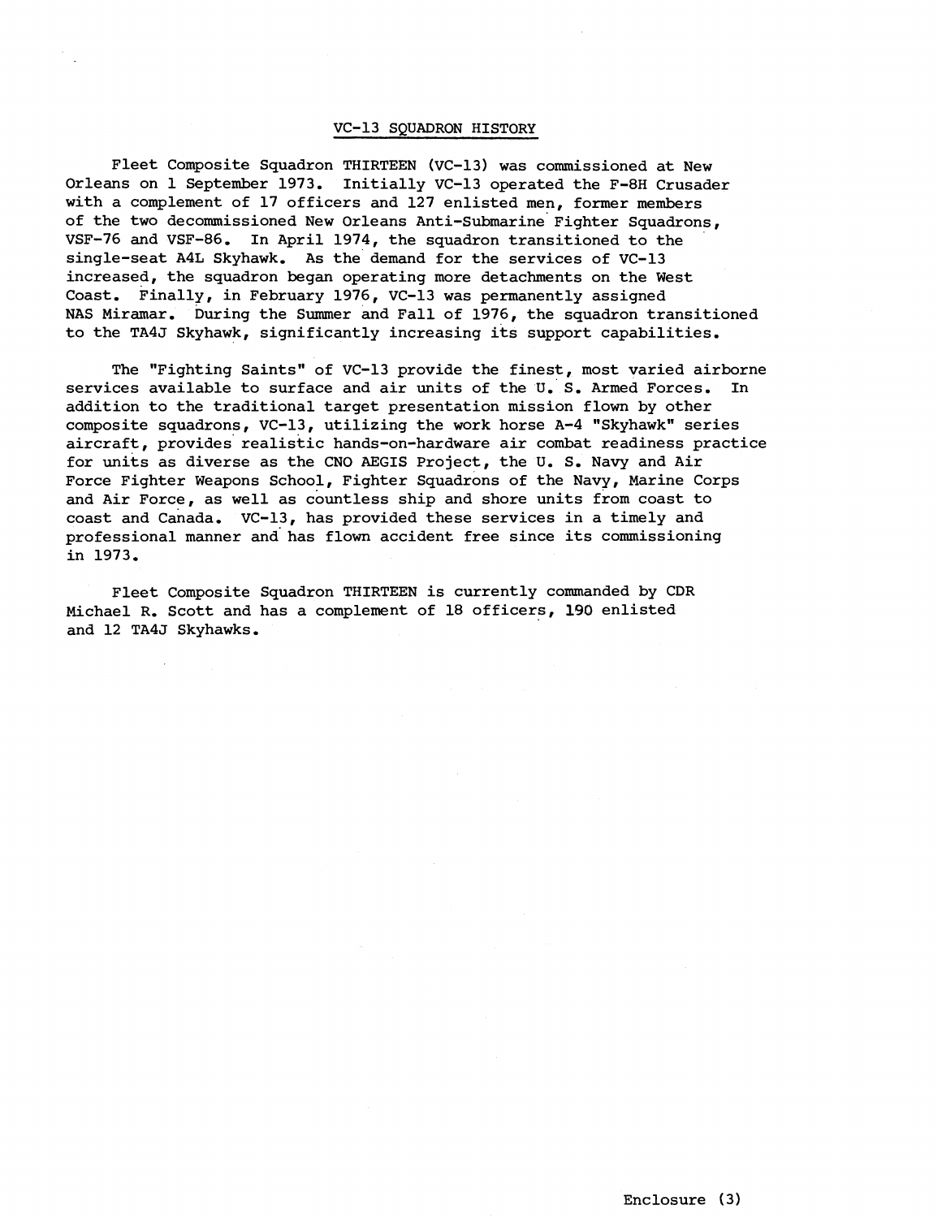## VC-13 SQUADRON HISTORY

Fleet Composite Squadron THIRTEEN (VC-13) was commissioned at New Orleans on 1 September 1973. Initially VC-13 operated the F-8H Crusader with a complement of 17 officers and 127 enlisted men, former members of the two decommissioned New Orleans Anti-Submarine Fighter Squadrons, VSF-76 and VSF-86. In April 1974, the squadron transitioned to the single-seat A4L Skyhawk. As the demand for the services of VC-13 increased, the squadron began operating more detachments on the West Coast. Finally, in February 1976, VC-13 was permanently assigned NAS Miramar. During the Summer and Fall of 1976, the squadron transitioned to the TA4J Skyhawk, significantly increasing its support capabilities.

The "Fighting Saints" of VC-13 provide the finest, most varied airborne services available to surface and air units of the U. S. Armed Forces. In addition to the traditional target presentation mission flown by other composite squadrons, VC-13, utilizing the work horse A-4 "Skyhawk" series aircraft, provides realistic hands-on-hardware air combat readiness practice for units as diverse as the CNO AEGIS Project, the U. S. Navy and Air Force Fighter Weapons School, Fighter Squadrons of the Navy, Marine Corps and Air Force, as well as countless ship and shore units from coast to coast and Canada. VC-13, has provided these services in a timely and professional manner and has flown accident free since its commissioning in 1973.

Fleet Composite Squadron THIRTEEN is currently commanded by CDR Michael R. Scott and has a complement of 18 officers, 190 enlisted and 12 TA4J Skyhawks.

Enclosure (3)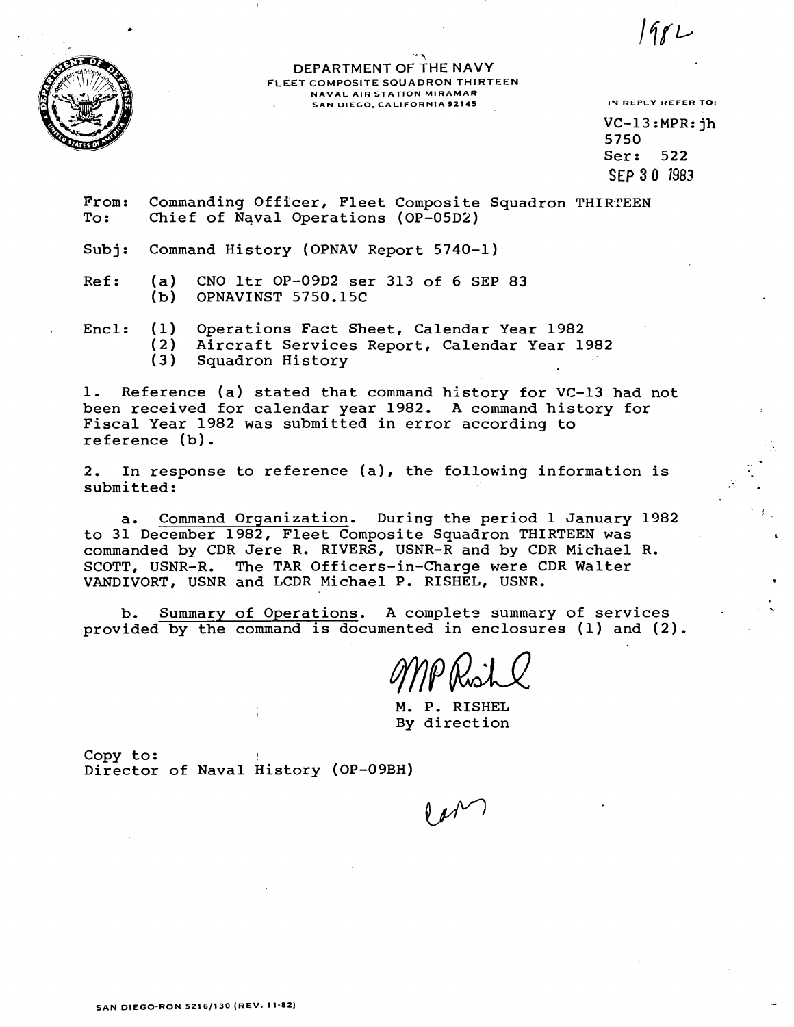1982

DEPARTMENT OF THE NAVY
FLEET COMPOSITE SQUADRON THIRTEEN
NAVAL AIR STATION MIRAMAR
SAN DIEGO, CALIFORNIA 92145

IN REPLY REFER TO:

VC-13:MPR:jh
5750
Ser: 522
SEP 30 1983

From: Commanding Officer, Fleet Composite Squadron THIRTEEN
To: Chief of Naval Operations (OP-05D2)

Subj: Command History (OPNAV Report 5740-1)

Ref: (a) CNO ltr OP-09D2 ser 313 of 6 SEP 83
(b) OPNAVINST 5750.15C

Encl: (1) Operations Fact Sheet, Calendar Year 1982
(2) Aircraft Services Report, Calendar Year 1982
(3) Squadron History

1. Reference (a) stated that command history for VC-13 had not been received for calendar year 1982. A command history for Fiscal Year 1982 was submitted in error according to reference (b).

2. In response to reference (a), the following information is submitted:

a. Command Organization. During the period 1 January 1982 to 31 December 1982, Fleet Composite Squadron THIRTEEN was commanded by CDR Jere R. RIVERS, USNR-R and by CDR Michael R. SCOTT, USNR-R. The TAR Officers-in-Charge were CDR Walter VANDIVORT, USNR and LCDR Michael P. RISHEL, USNR.

b. Summary of Operations. A complete summary of services provided by the command is documented in enclosures (1) and (2).

MP Rishel

M. P. RISHEL
By direction

Copy to:
Director of Naval History (OP-09BH)

SAN DIEGO-RON 5216/130 (REV. 11-82)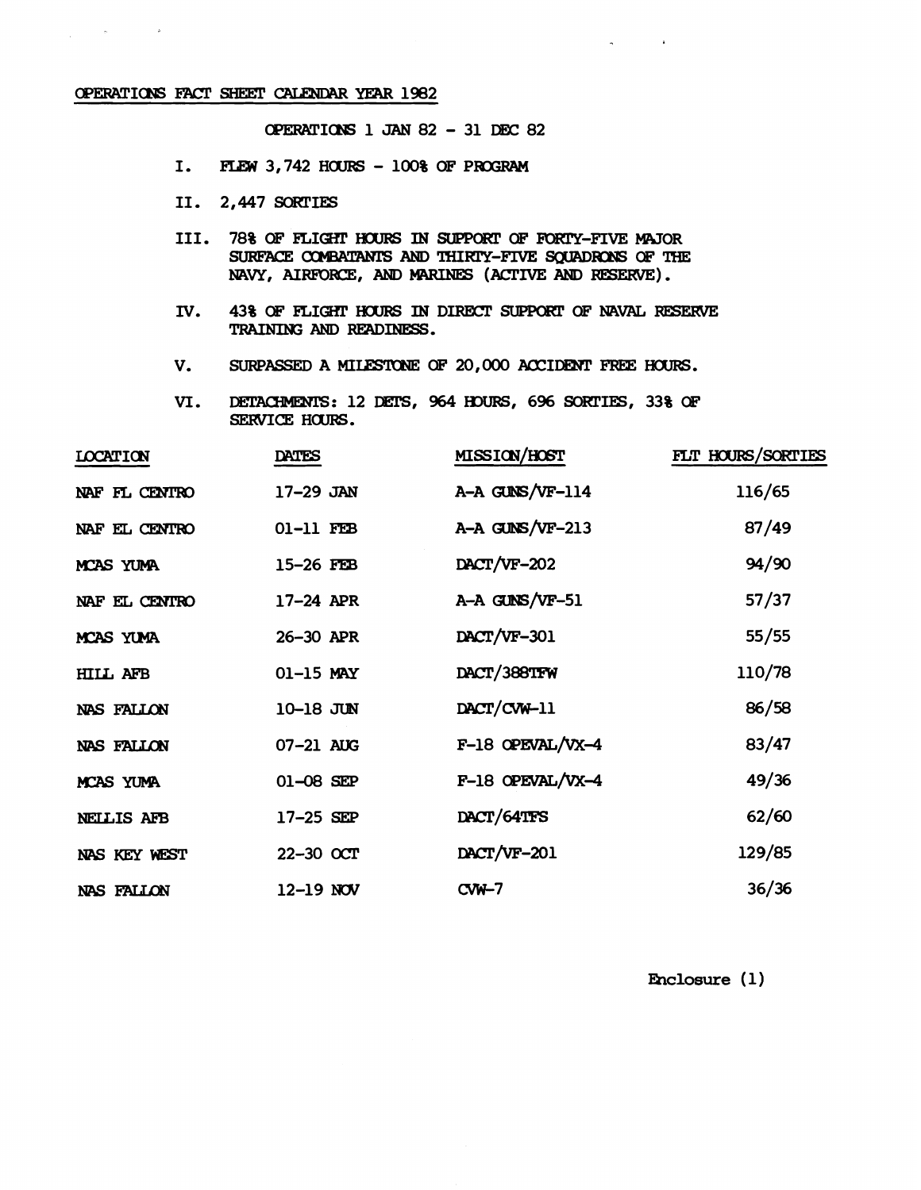# OPERATIONS FACT SHEET CALENDAR YEAR 1982

OPERATIONS 1 JAN 82 - 31 DEC 82

I. FLEW 3,742 HOURS - 100% OF PROGRAM

II. 2,447 SORTIES

III. 78% OF FLIGHT HOURS IN SUPPORT OF FORTY-FIVE MAJOR SURFACE COMBATANTS AND THIRTY-FIVE SQUADRONS OF THE NAVY, AIRFORCE, AND MARINES (ACTIVE AND RESERVE).

IV. 43% OF FLIGHT HOURS IN DIRECT SUPPORT OF NAVAL RESERVE TRAINING AND READINESS.

V. SURPASSED A MILESTONE OF 20,000 ACCIDENT FREE HOURS.

VI. DETACHMENTS: 12 DETS, 964 HOURS, 696 SORTIES, 33% OF SERVICE HOURS.

| LOCATION | DATES | MISSION/HOST | FLT HOURS/SORTIES |
|---|---|---|---|
| NAF FL CENTRO | 17-29 JAN | A-A GUNS/VF-114 | 116/65 |
| NAF EL CENTRO | 01-11 FEB | A-A GUNS/VF-213 | 87/49 |
| MCAS YUMA | 15-26 FEB | DACT/VF-202 | 94/90 |
| NAF EL CENTRO | 17-24 APR | A-A GUNS/VF-51 | 57/37 |
| MCAS YUMA | 26-30 APR | DACT/VF-301 | 55/55 |
| HILL AFB | 01-15 MAY | DACT/388TFW | 110/78 |
| NAS FALLON | 10-18 JUN | DACT/CVW-11 | 86/58 |
| NAS FALLON | 07-21 AUG | F-18 OPEVAL/VX-4 | 83/47 |
| MCAS YUMA | 01-08 SEP | F-18 OPEVAL/VX-4 | 49/36 |
| NELLIS AFB | 17-25 SEP | DACT/64TFS | 62/60 |
| NAS KEY WEST | 22-30 OCT | DACT/VF-201 | 129/85 |
| NAS FALLON | 12-19 NOV | CVW-7 | 36/36 |

Enclosure (1)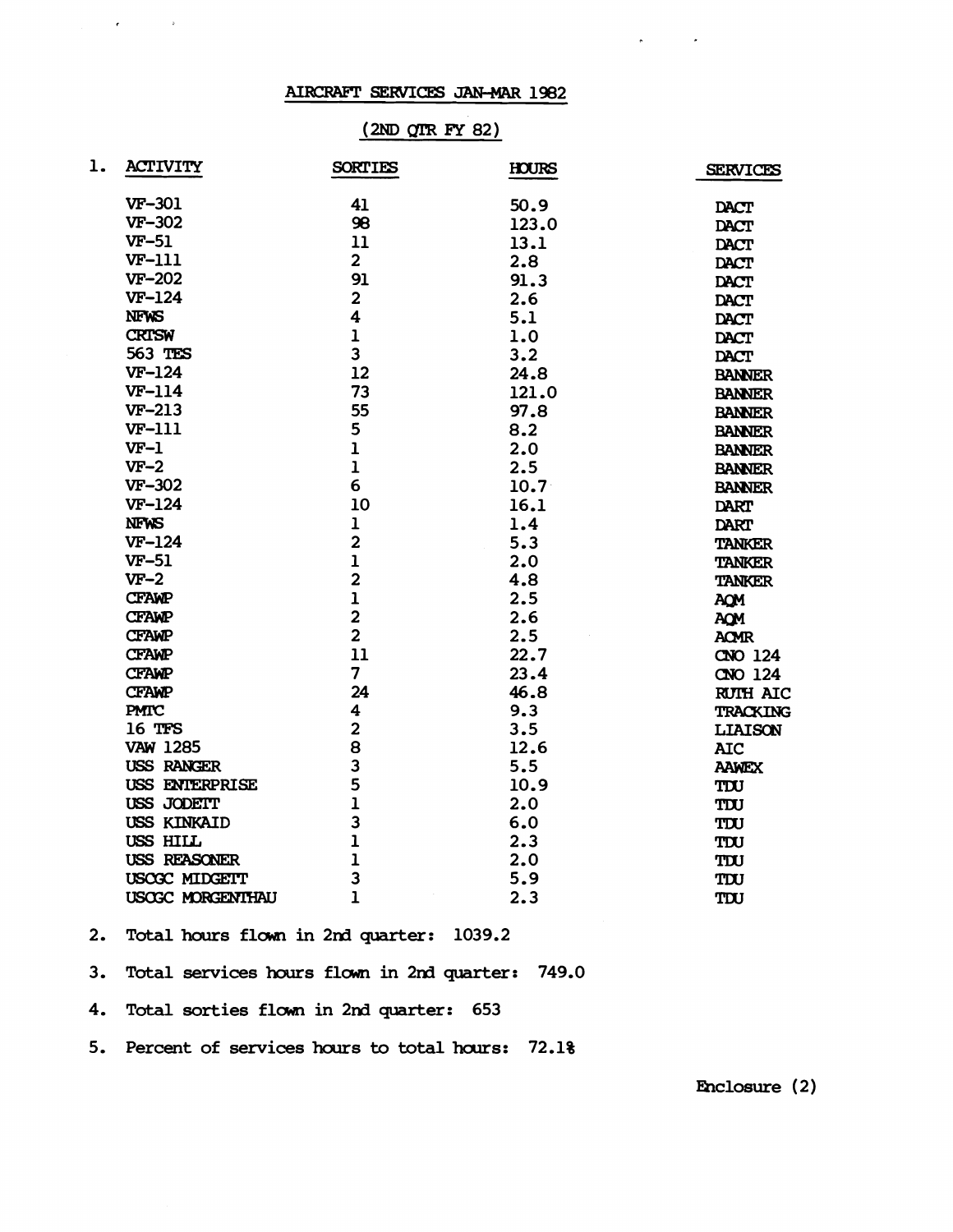# AIRCRAFT SERVICES JAN-MAR 1982

## (2ND QTR FY 82)

1.

| ACTIVITY | SORTIES | HOURS | SERVICES |
|---|---|---|---|
| VF-301 | 41 | 50.9 | DACT |
| VF-302 | 98 | 123.0 | DACT |
| VF-51 | 11 | 13.1 | DACT |
| VF-111 | 2 | 2.8 | DACT |
| VF-202 | 91 | 91.3 | DACT |
| VF-124 | 2 | 2.6 | DACT |
| NFWS | 4 | 5.1 | DACT |
| CRTSW | 1 | 1.0 | DACT |
| 563 TES | 3 | 3.2 | DACT |
| VF-124 | 12 | 24.8 | BANNER |
| VF-114 | 73 | 121.0 | BANNER |
| VF-213 | 55 | 97.8 | BANNER |
| VF-111 | 5 | 8.2 | BANNER |
| VF-1 | 1 | 2.0 | BANNER |
| VF-2 | 1 | 2.5 | BANNER |
| VF-302 | 6 | 10.7 | BANNER |
| VF-124 | 10 | 16.1 | DART |
| NFWS | 1 | 1.4 | DART |
| VF-124 | 2 | 5.3 | TANKER |
| VF-51 | 1 | 2.0 | TANKER |
| VF-2 | 2 | 4.8 | TANKER |
| CFAWP | 1 | 2.5 | AQM |
| CFAWP | 2 | 2.6 | AQM |
| CFAWP | 2 | 2.5 | ACMR |
| CFAWP | 11 | 22.7 | CNO 124 |
| CFAWP | 7 | 23.4 | CNO 124 |
| CFAWP | 24 | 46.8 | RUTH AIC |
| PMTC | 4 | 9.3 | TRACKING |
| 16 TFS | 2 | 3.5 | LIAISON |
| VAW 1285 | 8 | 12.6 | AIC |
| USS RANGER | 3 | 5.5 | AAWEX |
| USS ENTERPRISE | 5 | 10.9 | TDU |
| USS JODETT | 1 | 2.0 | TDU |
| USS KINKAID | 3 | 6.0 | TDU |
| USS HILL | 1 | 2.3 | TDU |
| USS REASONER | 1 | 2.0 | TDU |
| USCGC MIDGETT | 3 | 5.9 | TDU |
| USCGC MORGENTHAU | 1 | 2.3 | TDU |

2. Total hours flown in 2nd quarter: 1039.2

3. Total services hours flown in 2nd quarter: 749.0

4. Total sorties flown in 2nd quarter: 653

5. Percent of services hours to total hours: 72.1%

Enclosure (2)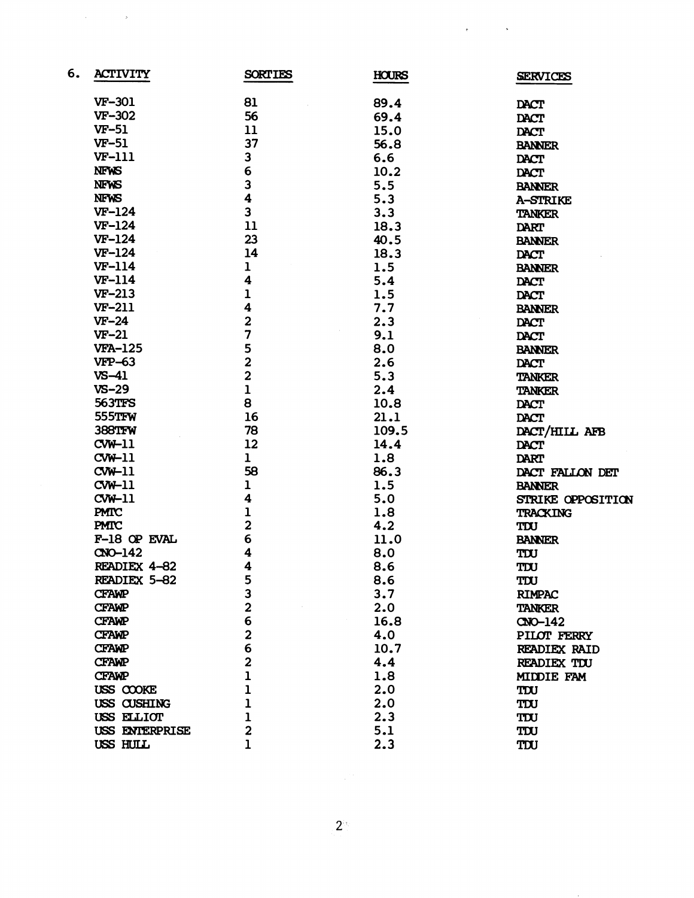6.

| ACTIVITY | SORTIES | HOURS | SERVICES |
|---|---|---|---|
| VF-301 | 81 | 89.4 | DACT |
| VF-302 | 56 | 69.4 | DACT |
| VF-51 | 11 | 15.0 | DACT |
| VF-51 | 37 | 56.8 | BANNER |
| VF-111 | 3 | 6.6 | DACT |
| NFWS | 6 | 10.2 | DACT |
| NFWS | 3 | 5.5 | BANNER |
| NFWS | 4 | 5.3 | A-STRIKE |
| VF-124 | 3 | 3.3 | TANKER |
| VF-124 | 11 | 18.3 | DART |
| VF-124 | 23 | 40.5 | BANNER |
| VF-124 | 14 | 18.3 | DACT |
| VF-114 | 1 | 1.5 | BANNER |
| VF-114 | 4 | 5.4 | DACT |
| VF-213 | 1 | 1.5 | DACT |
| VF-211 | 4 | 7.7 | BANNER |
| VF-24 | 2 | 2.3 | DACT |
| VF-21 | 7 | 9.1 | DACT |
| VFA-125 | 5 | 8.0 | BANNER |
| VFP-63 | 2 | 2.6 | DACT |
| VS-41 | 2 | 5.3 | TANKER |
| VS-29 | 1 | 2.4 | TANKER |
| 563TFS | 8 | 10.8 | DACT |
| 555TFW | 16 | 21.1 | DACT |
| 388TFW | 78 | 109.5 | DACT/HILL AFB |
| CVW-11 | 12 | 14.4 | DACT |
| CVW-11 | 1 | 1.8 | DART |
| CVW-11 | 58 | 86.3 | DACT FALLON DET |
| CVW-11 | 1 | 1.5 | BANNER |
| CVW-11 | 4 | 5.0 | STRIKE OPPOSITION |
| PMTC | 1 | 1.8 | TRACKING |
| PMTC | 2 | 4.2 | TDU |
| F-18 OP EVAL | 6 | 11.0 | BANNER |
| CNO-142 | 4 | 8.0 | TDU |
| READIEX 4-82 | 4 | 8.6 | TDU |
| READIEX 5-82 | 5 | 8.6 | TDU |
| CFAWP | 3 | 3.7 | RIMPAC |
| CFAWP | 2 | 2.0 | TANKER |
| CFAWP | 6 | 16.8 | CNO-142 |
| CFAWP | 2 | 4.0 | PILOT FERRY |
| CFAWP | 6 | 10.7 | READIEX RAID |
| CFAWP | 2 | 4.4 | READIEX TDU |
| CFAWP | 1 | 1.8 | MIDDIE FAM |
| USS COOKE | 1 | 2.0 | TDU |
| USS CUSHING | 1 | 2.0 | TDU |
| USS ELLIOT | 1 | 2.3 | TDU |
| USS ENTERPRISE | 2 | 5.1 | TDU |
| USS HULL | 1 | 2.3 | TDU |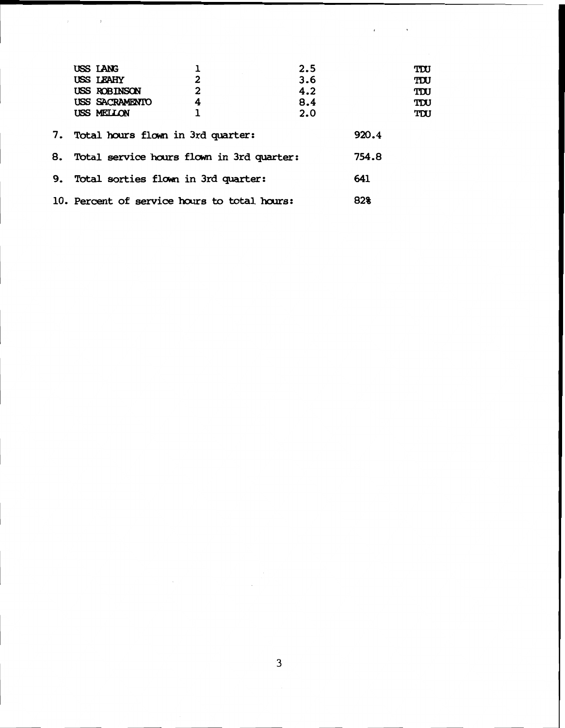| | | | |
|---|---|---|---|
| USS LANG | 1 | 2.5 | TDU |
| USS LEAHY | 2 | 3.6 | TDU |
| USS ROBINSON | 2 | 4.2 | TDU |
| USS SACRAMENTO | 4 | 8.4 | TDU |
| USS MELLON | 1 | 2.0 | TDU |

7. Total hours flown in 3rd quarter: 920.4

8. Total service hours flown in 3rd quarter: 754.8

9. Total sorties flown in 3rd quarter: 641

10. Percent of service hours to total hours: 82%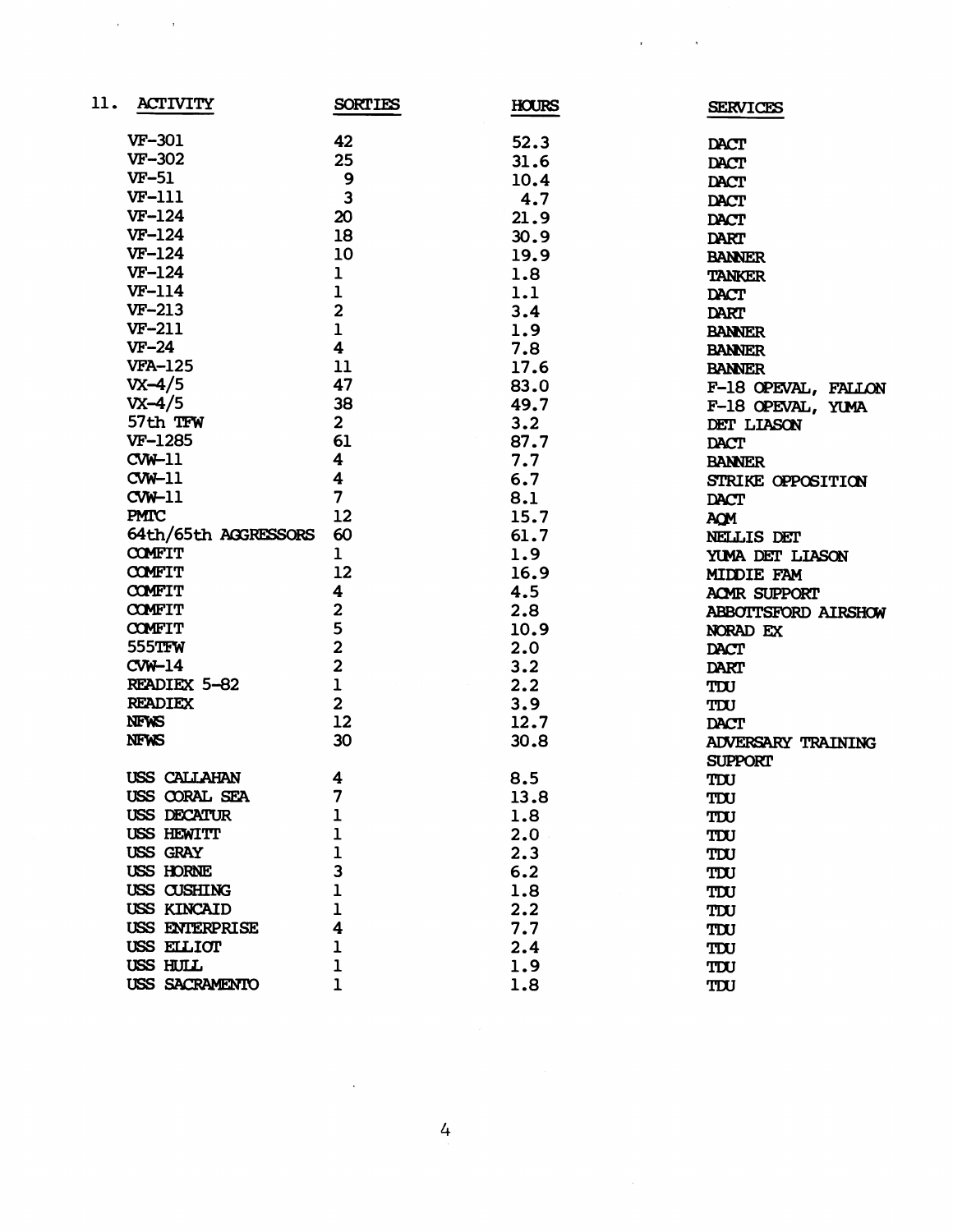11. ACTIVITY

| ACTIVITY | SORTIES | HOURS | SERVICES |
|---|---|---|---|
| VF-301 | 42 | 52.3 | DACT |
| VF-302 | 25 | 31.6 | DACT |
| VF-51 | 9 | 10.4 | DACT |
| VF-111 | 3 | 4.7 | DACT |
| VF-124 | 20 | 21.9 | DACT |
| VF-124 | 18 | 30.9 | DART |
| VF-124 | 10 | 19.9 | BANNER |
| VF-124 | 1 | 1.8 | TANKER |
| VF-114 | 1 | 1.1 | DACT |
| VF-213 | 2 | 3.4 | DART |
| VF-211 | 1 | 1.9 | BANNER |
| VF-24 | 4 | 7.8 | BANNER |
| VFA-125 | 11 | 17.6 | BANNER |
| VX-4/5 | 47 | 83.0 | F-18 OPEVAL, FALLON |
| VX-4/5 | 38 | 49.7 | F-18 OPEVAL, YUMA |
| 57th TFW | 2 | 3.2 | DET LIASON |
| VF-1285 | 61 | 87.7 | DACT |
| CVW-11 | 4 | 7.7 | BANNER |
| CVW-11 | 4 | 6.7 | STRIKE OPPOSITION |
| CVW-11 | 7 | 8.1 | DACT |
| PMTC | 12 | 15.7 | AQM |
| 64th/65th AGGRESSORS | 60 | 61.7 | NELLIS DET |
| COMFIT | 1 | 1.9 | YUMA DET LIASON |
| COMFIT | 12 | 16.9 | MIDDIE FAM |
| COMFIT | 4 | 4.5 | ACMR SUPPORT |
| COMFIT | 2 | 2.8 | ABBOTTSFORD AIRSHOW |
| COMFIT | 5 | 10.9 | NORAD EX |
| 555TFW | 2 | 2.0 | DACT |
| CVW-14 | 2 | 3.2 | DART |
| READIEX 5-82 | 1 | 2.2 | TDU |
| READIEX | 2 | 3.9 | TDU |
| NFWS | 12 | 12.7 | DACT |
| NFWS | 30 | 30.8 | ADVERSARY TRAINING SUPPORT |
| USS CALLAHAN | 4 | 8.5 | TDU |
| USS CORAL SEA | 7 | 13.8 | TDU |
| USS DECATUR | 1 | 1.8 | TDU |
| USS HEWITT | 1 | 2.0 | TDU |
| USS GRAY | 1 | 2.3 | TDU |
| USS HORNE | 3 | 6.2 | TDU |
| USS CUSHING | 1 | 1.8 | TDU |
| USS KINCAID | 1 | 2.2 | TDU |
| USS ENTERPRISE | 4 | 7.7 | TDU |
| USS ELLIOT | 1 | 2.4 | TDU |
| USS HULL | 1 | 1.9 | TDU |
| USS SACRAMENTO | 1 | 1.8 | TDU |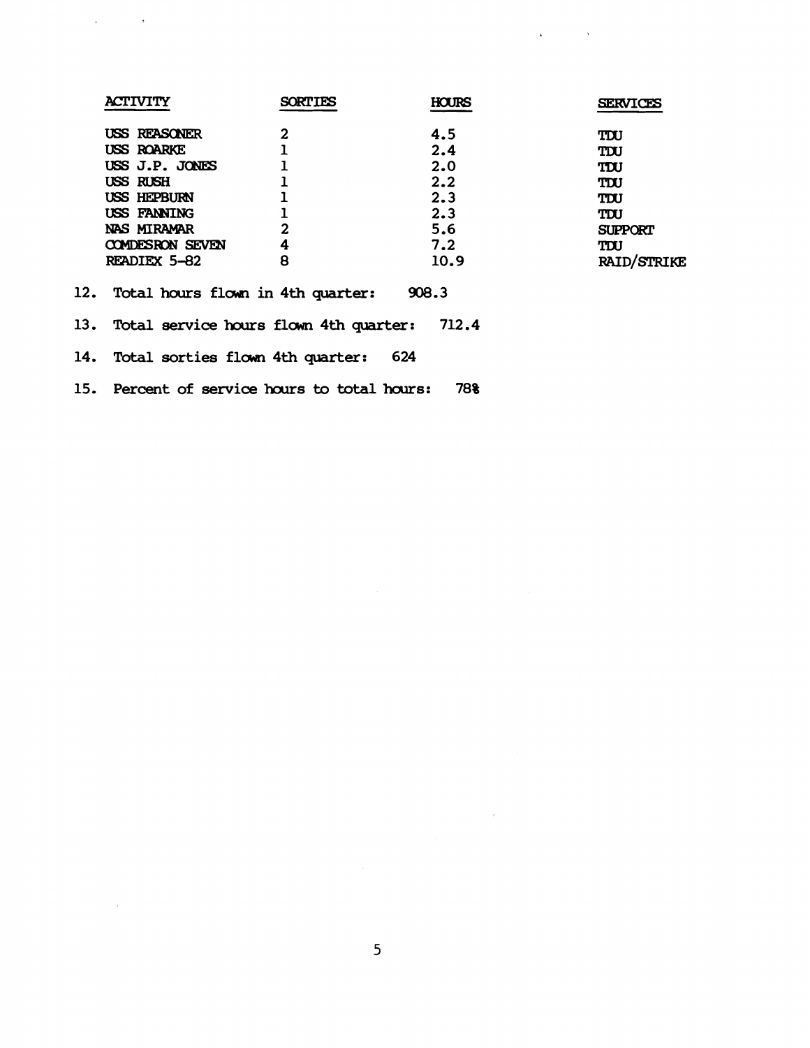| ACTIVITY | SORTIES | HOURS | SERVICES |
|---|---|---|---|
| USS REASONER | 2 | 4.5 | TDU |
| USS ROARKE | 1 | 2.4 | TDU |
| USS J.P. JONES | 1 | 2.0 | TDU |
| USS RUSH | 1 | 2.2 | TDU |
| USS HEPBURN | 1 | 2.3 | TDU |
| USS FANNING | 1 | 2.3 | TDU |
| NAS MIRAMAR | 2 | 5.6 | SUPPORT |
| COMDESRON SEVEN | 4 | 7.2 | TDU |
| READIEX 5-82 | 8 | 10.9 | RAID/STRIKE |

12. Total hours flown in 4th quarter: 908.3

13. Total service hours flown 4th quarter: 712.4

14. Total sorties flown 4th quarter: 624

15. Percent of service hours to total hours: 78%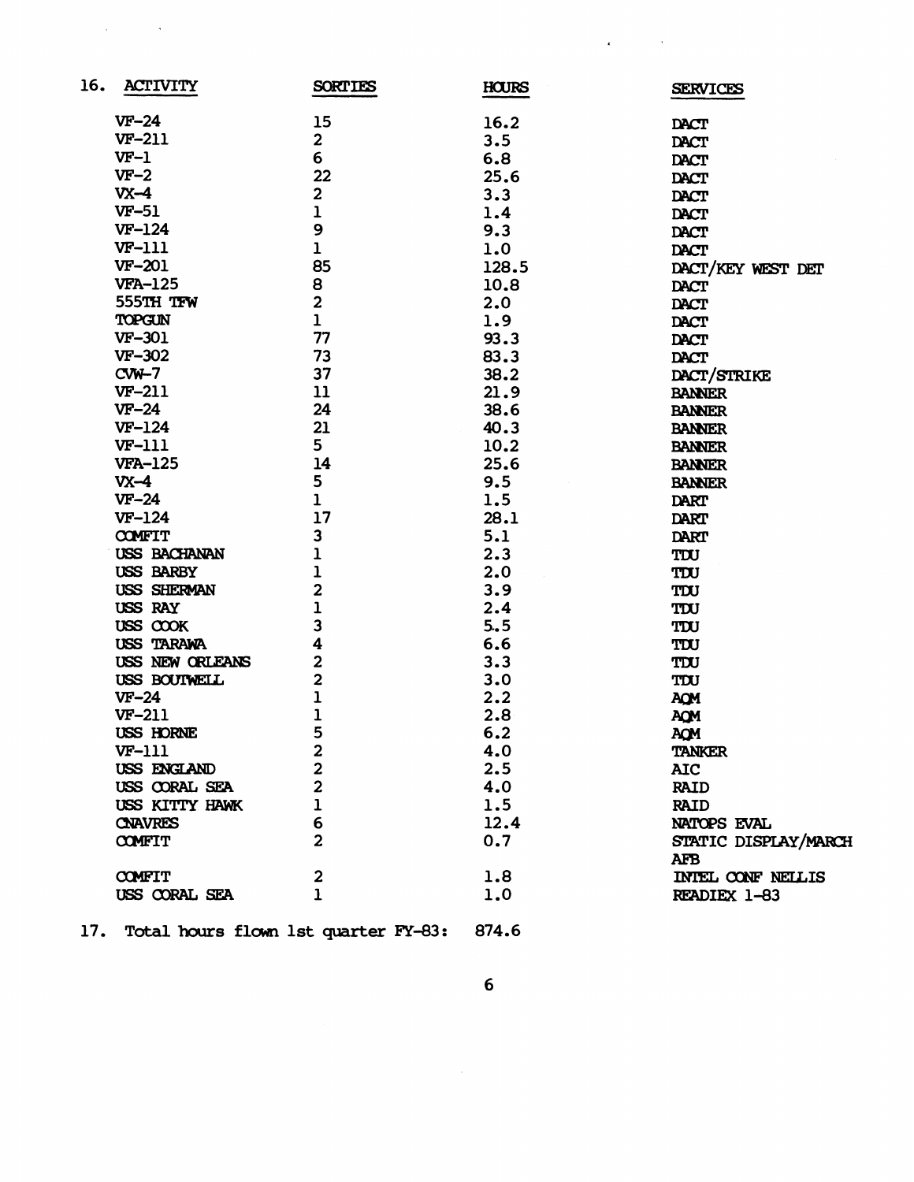16.

| ACTIVITY | SORTIES | HOURS | SERVICES |
|---|---|---|---|
| VF-24 | 15 | 16.2 | DACT |
| VF-211 | 2 | 3.5 | DACT |
| VF-1 | 6 | 6.8 | DACT |
| VF-2 | 22 | 25.6 | DACT |
| VX-4 | 2 | 3.3 | DACT |
| VF-51 | 1 | 1.4 | DACT |
| VF-124 | 9 | 9.3 | DACT |
| VF-111 | 1 | 1.0 | DACT |
| VF-201 | 85 | 128.5 | DACT/KEY WEST DET |
| VFA-125 | 8 | 10.8 | DACT |
| 555TH TFW | 2 | 2.0 | DACT |
| TOPGUN | 1 | 1.9 | DACT |
| VF-301 | 77 | 93.3 | DACT |
| VF-302 | 73 | 83.3 | DACT |
| CVW-7 | 37 | 38.2 | DACT/STRIKE |
| VF-211 | 11 | 21.9 | BANNER |
| VF-24 | 24 | 38.6 | BANNER |
| VF-124 | 21 | 40.3 | BANNER |
| VF-111 | 5 | 10.2 | BANNER |
| VFA-125 | 14 | 25.6 | BANNER |
| VX-4 | 5 | 9.5 | BANNER |
| VF-24 | 1 | 1.5 | DART |
| VF-124 | 17 | 28.1 | DART |
| COMFIT | 3 | 5.1 | DART |
| USS BACHANAN | 1 | 2.3 | TDU |
| USS BARBY | 1 | 2.0 | TDU |
| USS SHERMAN | 2 | 3.9 | TDU |
| USS RAY | 1 | 2.4 | TDU |
| USS COOK | 3 | 5.5 | TDU |
| USS TARAWA | 4 | 6.6 | TDU |
| USS NEW ORLEANS | 2 | 3.3 | TDU |
| USS BOUTWELL | 2 | 3.0 | TDU |
| VF-24 | 1 | 2.2 | AQM |
| VF-211 | 1 | 2.8 | AQM |
| USS HORNE | 5 | 6.2 | AQM |
| VF-111 | 2 | 4.0 | TANKER |
| USS ENGLAND | 2 | 2.5 | AIC |
| USS CORAL SEA | 2 | 4.0 | RAID |
| USS KITTY HAWK | 1 | 1.5 | RAID |
| CNAVRES | 6 | 12.4 | NATOPS EVAL |
| COMFIT | 2 | 0.7 | STATIC DISPLAY/MARCH AFB |
| COMFIT | 2 | 1.8 | INTEL CONF NELLIS |
| USS CORAL SEA | 1 | 1.0 | READIEX 1-83 |

17. Total hours flown 1st quarter FY-83: 874.6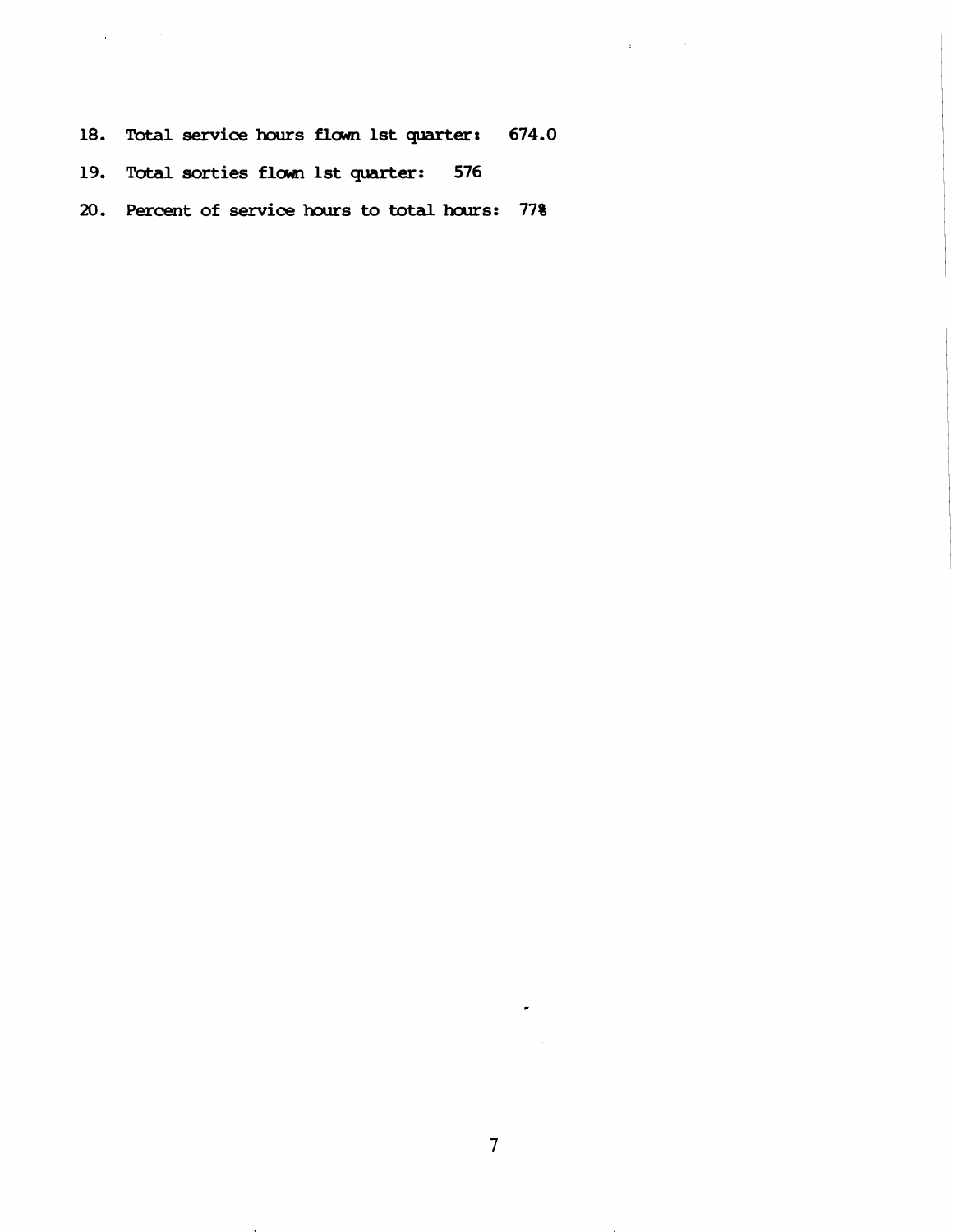18. Total service hours flown 1st quarter: 674.0
19. Total sorties flown 1st quarter: 576
20. Percent of service hours to total hours: 77%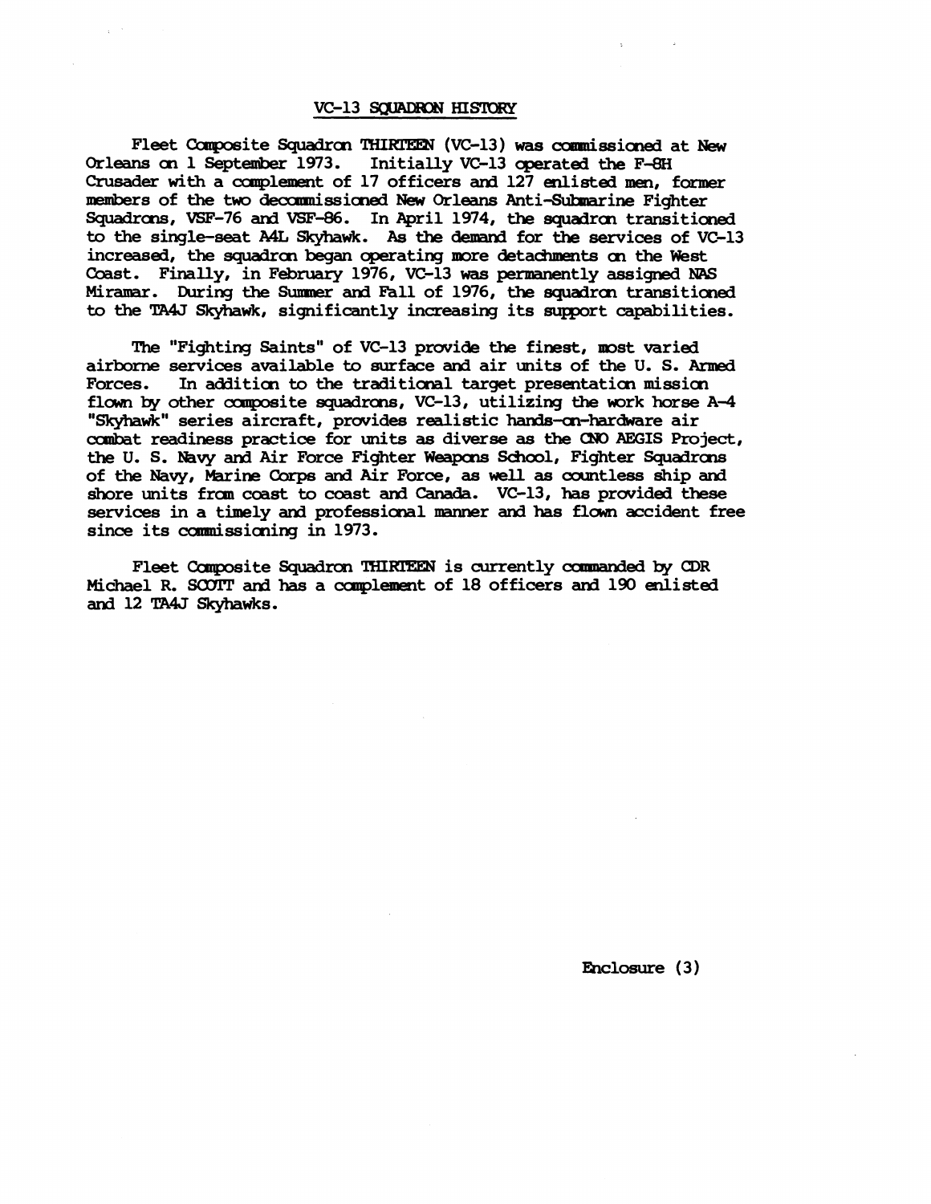## VC-13 SQUADRON HISTORY

Fleet Composite Squadron THIRTEEN (VC-13) was commissioned at New Orleans on 1 September 1973. Initially VC-13 operated the F-8H Crusader with a complement of 17 officers and 127 enlisted men, former members of the two decommissioned New Orleans Anti-Submarine Fighter Squadrons, VSF-76 and VSF-86. In April 1974, the squadron transitioned to the single-seat A4L Skyhawk. As the demand for the services of VC-13 increased, the squadron began operating more detachments on the West Coast. Finally, in February 1976, VC-13 was permanently assigned NAS Miramar. During the Summer and Fall of 1976, the squadron transitioned to the TA4J Skyhawk, significantly increasing its support capabilities.

The "Fighting Saints" of VC-13 provide the finest, most varied airborne services available to surface and air units of the U. S. Armed Forces. In addition to the traditional target presentation mission flown by other composite squadrons, VC-13, utilizing the work horse A-4 "Skyhawk" series aircraft, provides realistic hands-on-hardware air combat readiness practice for units as diverse as the CNO AEGIS Project, the U. S. Navy and Air Force Fighter Weapons School, Fighter Squadrons of the Navy, Marine Corps and Air Force, as well as countless ship and shore units from coast to coast and Canada. VC-13, has provided these services in a timely and professional manner and has flown accident free since its commissioning in 1973.

Fleet Composite Squadron THIRTEEN is currently commanded by CDR Michael R. SCOTT and has a complement of 18 officers and 190 enlisted and 12 TA4J Skyhawks.

Enclosure (3)